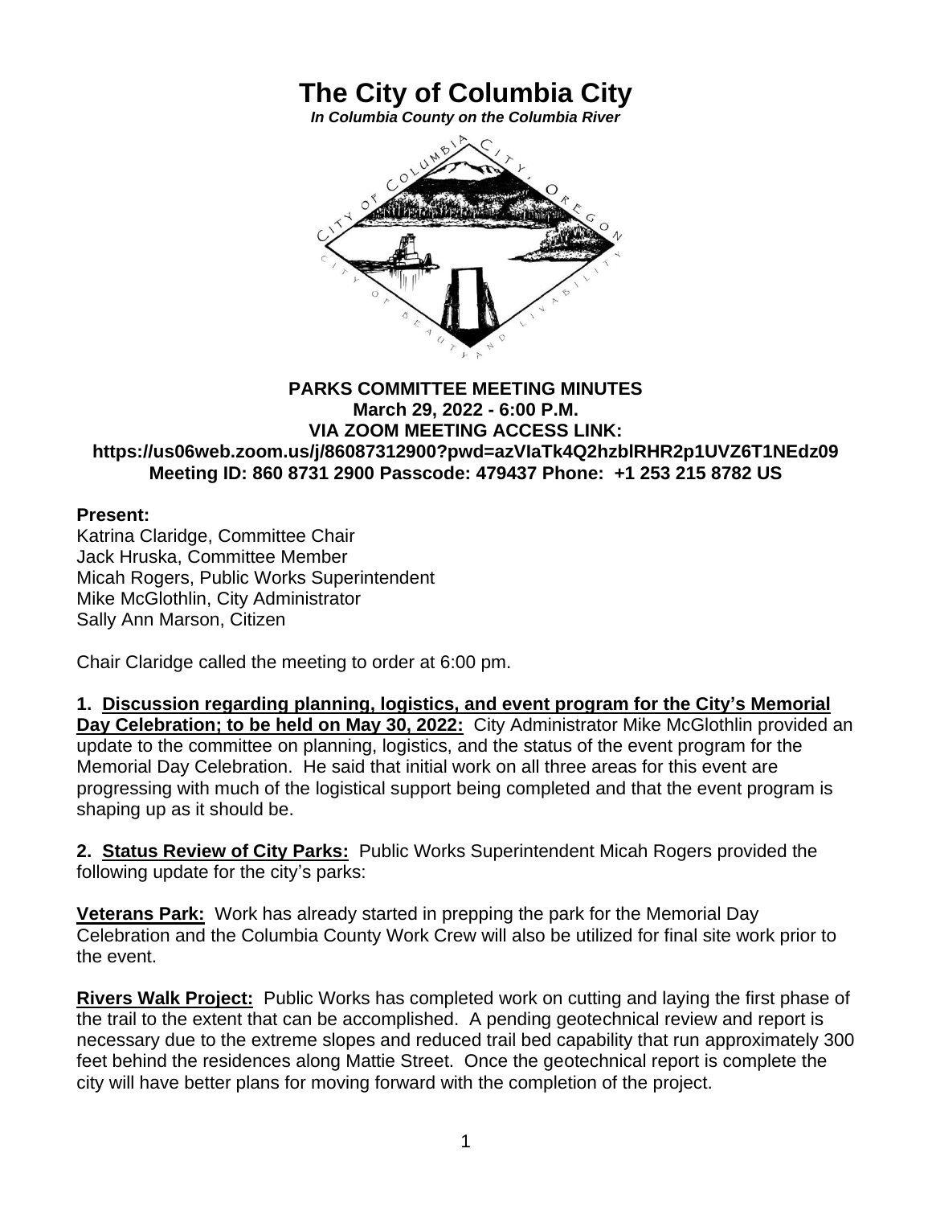# The City of Columbia City

***In Columbia County on the Columbia River***

**PARKS COMMITTEE MEETING MINUTES**
**March 29, 2022 - 6:00 P.M.**
**VIA ZOOM MEETING ACCESS LINK:**
**https://us06web.zoom.us/j/86087312900?pwd=azVIaTk4Q2hzblRHR2p1UVZ6T1NEdz09**
**Meeting ID: 860 8731 2900 Passcode: 479437 Phone: +1 253 215 8782 US**

**Present:**
Katrina Claridge, Committee Chair
Jack Hruska, Committee Member
Micah Rogers, Public Works Superintendent
Mike McGlothlin, City Administrator
Sally Ann Marson, Citizen

Chair Claridge called the meeting to order at 6:00 pm.

**1. <u>Discussion regarding planning, logistics, and event program for the City's Memorial Day Celebration; to be held on May 30, 2022:</u>** City Administrator Mike McGlothlin provided an update to the committee on planning, logistics, and the status of the event program for the Memorial Day Celebration. He said that initial work on all three areas for this event are progressing with much of the logistical support being completed and that the event program is shaping up as it should be.

**2. <u>Status Review of City Parks:</u>** Public Works Superintendent Micah Rogers provided the following update for the city's parks:

**<u>Veterans Park:</u>** Work has already started in prepping the park for the Memorial Day Celebration and the Columbia County Work Crew will also be utilized for final site work prior to the event.

**<u>Rivers Walk Project:</u>** Public Works has completed work on cutting and laying the first phase of the trail to the extent that can be accomplished. A pending geotechnical review and report is necessary due to the extreme slopes and reduced trail bed capability that run approximately 300 feet behind the residences along Mattie Street. Once the geotechnical report is complete the city will have better plans for moving forward with the completion of the project.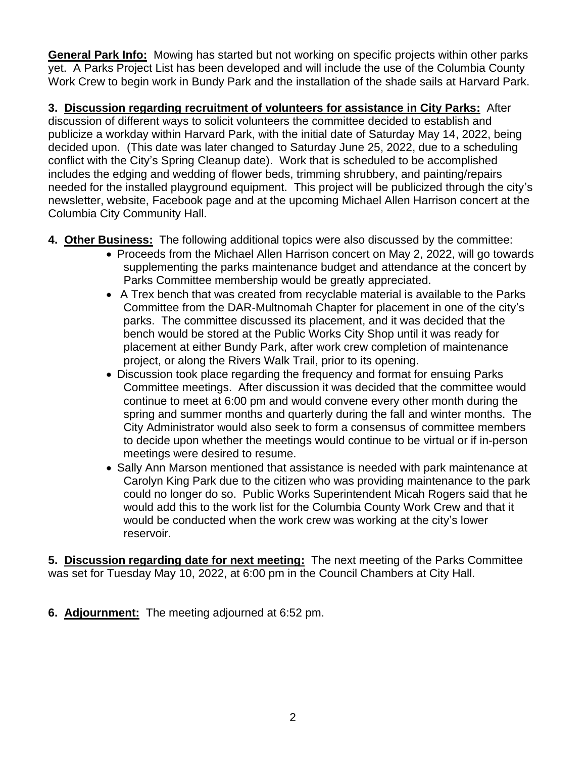**General Park Info:** Mowing has started but not working on specific projects within other parks yet. A Parks Project List has been developed and will include the use of the Columbia County Work Crew to begin work in Bundy Park and the installation of the shade sails at Harvard Park.

**3. Discussion regarding recruitment of volunteers for assistance in City Parks:** After discussion of different ways to solicit volunteers the committee decided to establish and publicize a workday within Harvard Park, with the initial date of Saturday May 14, 2022, being decided upon. (This date was later changed to Saturday June 25, 2022, due to a scheduling conflict with the City's Spring Cleanup date). Work that is scheduled to be accomplished includes the edging and wedding of flower beds, trimming shrubbery, and painting/repairs needed for the installed playground equipment. This project will be publicized through the city's newsletter, website, Facebook page and at the upcoming Michael Allen Harrison concert at the Columbia City Community Hall.

**4. Other Business:** The following additional topics were also discussed by the committee:

- Proceeds from the Michael Allen Harrison concert on May 2, 2022, will go towards supplementing the parks maintenance budget and attendance at the concert by Parks Committee membership would be greatly appreciated.
- A Trex bench that was created from recyclable material is available to the Parks Committee from the DAR-Multnomah Chapter for placement in one of the city's parks. The committee discussed its placement, and it was decided that the bench would be stored at the Public Works City Shop until it was ready for placement at either Bundy Park, after work crew completion of maintenance project, or along the Rivers Walk Trail, prior to its opening.
- Discussion took place regarding the frequency and format for ensuing Parks Committee meetings. After discussion it was decided that the committee would continue to meet at 6:00 pm and would convene every other month during the spring and summer months and quarterly during the fall and winter months. The City Administrator would also seek to form a consensus of committee members to decide upon whether the meetings would continue to be virtual or if in-person meetings were desired to resume.
- Sally Ann Marson mentioned that assistance is needed with park maintenance at Carolyn King Park due to the citizen who was providing maintenance to the park could no longer do so. Public Works Superintendent Micah Rogers said that he would add this to the work list for the Columbia County Work Crew and that it would be conducted when the work crew was working at the city's lower reservoir.

**5. Discussion regarding date for next meeting:** The next meeting of the Parks Committee was set for Tuesday May 10, 2022, at 6:00 pm in the Council Chambers at City Hall.

**6. Adjournment:** The meeting adjourned at 6:52 pm.